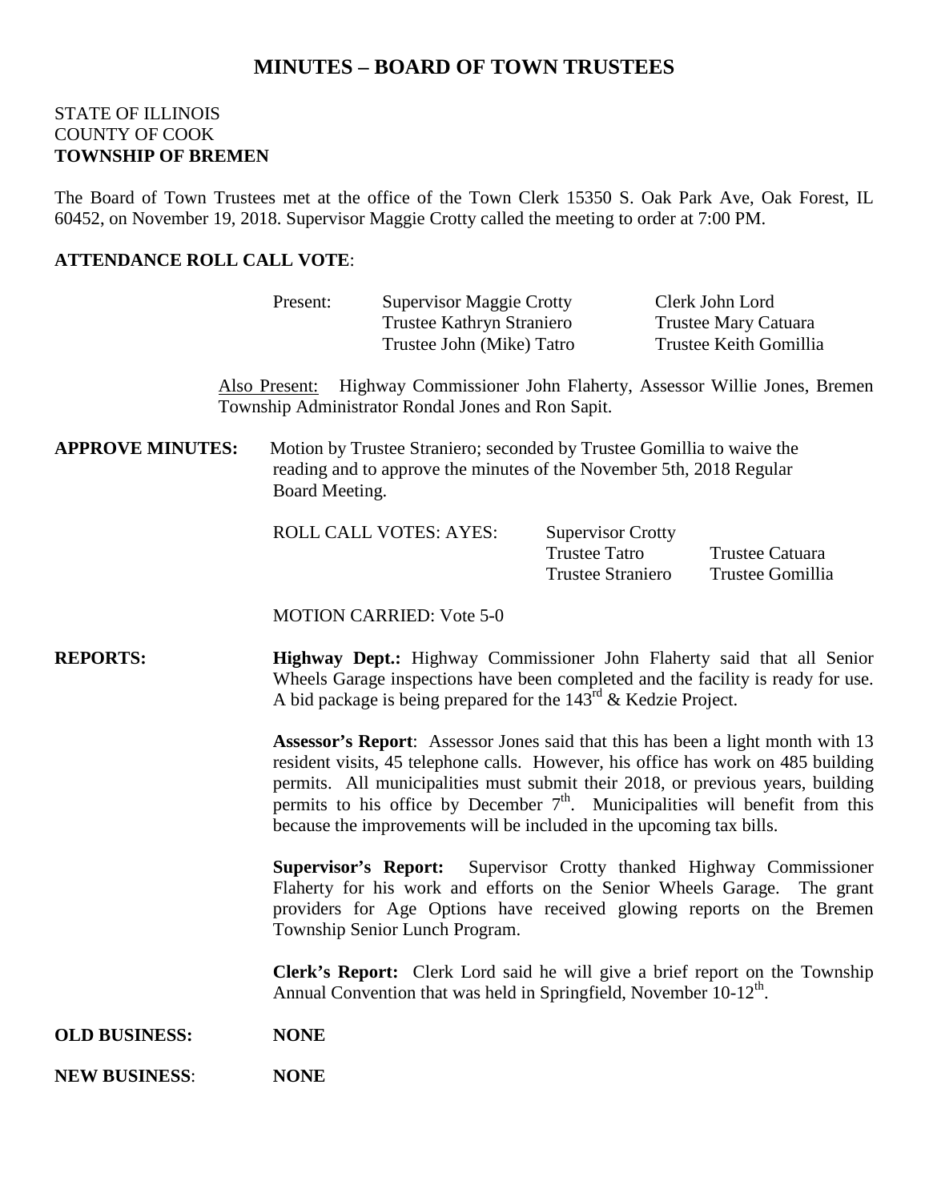# MINUTES – BOARD OF TOWN TRUSTEES

STATE OF ILLINOIS
COUNTY OF COOK
**TOWNSHIP OF BREMEN**

The Board of Town Trustees met at the office of the Town Clerk 15350 S. Oak Park Ave, Oak Forest, IL 60452, on November 19, 2018. Supervisor Maggie Crotty called the meeting to order at 7:00 PM.

**ATTENDANCE ROLL CALL VOTE**:

Present: Supervisor Maggie Crotty, Clerk John Lord, Trustee Kathryn Straniero, Trustee Mary Catuara, Trustee John (Mike) Tatro, Trustee Keith Gomillia

Also Present: Highway Commissioner John Flaherty, Assessor Willie Jones, Bremen Township Administrator Rondal Jones and Ron Sapit.

**APPROVE MINUTES:** Motion by Trustee Straniero; seconded by Trustee Gomillia to waive the reading and to approve the minutes of the November 5th, 2018 Regular Board Meeting.

ROLL CALL VOTES: AYES: Supervisor Crotty, Trustee Tatro, Trustee Catuara, Trustee Straniero, Trustee Gomillia

MOTION CARRIED: Vote 5-0

**REPORTS:**

**Highway Dept.:** Highway Commissioner John Flaherty said that all Senior Wheels Garage inspections have been completed and the facility is ready for use. A bid package is being prepared for the 143rd & Kedzie Project.

**Assessor's Report**: Assessor Jones said that this has been a light month with 13 resident visits, 45 telephone calls. However, his office has work on 485 building permits. All municipalities must submit their 2018, or previous years, building permits to his office by December 7th. Municipalities will benefit from this because the improvements will be included in the upcoming tax bills.

**Supervisor's Report:** Supervisor Crotty thanked Highway Commissioner Flaherty for his work and efforts on the Senior Wheels Garage. The grant providers for Age Options have received glowing reports on the Bremen Township Senior Lunch Program.

**Clerk's Report:** Clerk Lord said he will give a brief report on the Township Annual Convention that was held in Springfield, November 10-12th.

**OLD BUSINESS:** **NONE**

**NEW BUSINESS**: **NONE**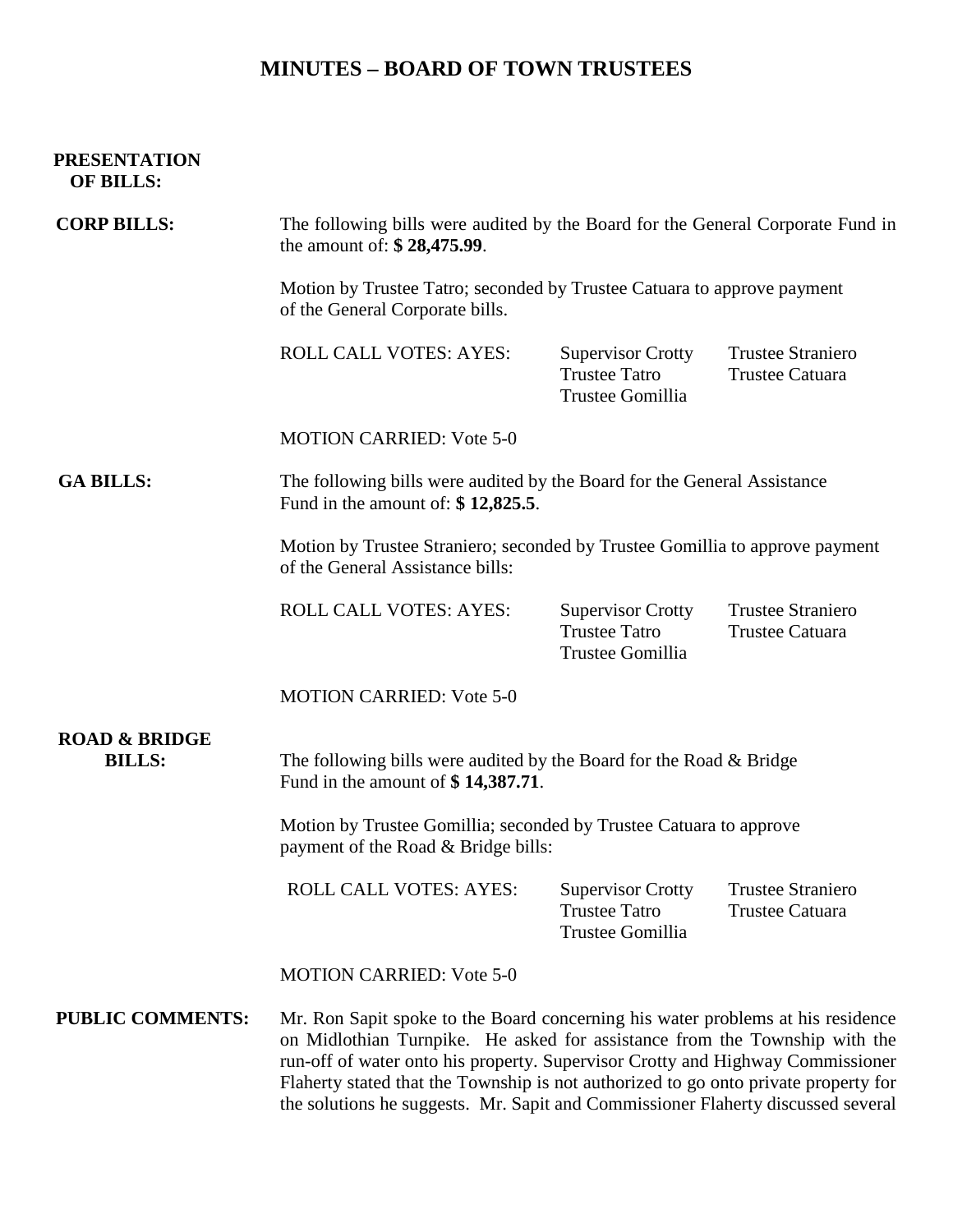# MINUTES – BOARD OF TOWN TRUSTEES

**PRESENTATION OF BILLS:**

**CORP BILLS:**

The following bills were audited by the Board for the General Corporate Fund in the amount of: **$ 28,475.99**.

Motion by Trustee Tatro; seconded by Trustee Catuara to approve payment of the General Corporate bills.

ROLL CALL VOTES: AYES: Supervisor Crotty, Trustee Tatro, Trustee Gomillia, Trustee Straniero, Trustee Catuara

MOTION CARRIED: Vote 5-0

**GA BILLS:**

The following bills were audited by the Board for the General Assistance Fund in the amount of: **$ 12,825.5**.

Motion by Trustee Straniero; seconded by Trustee Gomillia to approve payment of the General Assistance bills:

ROLL CALL VOTES: AYES: Supervisor Crotty, Trustee Tatro, Trustee Gomillia, Trustee Straniero, Trustee Catuara

MOTION CARRIED: Vote 5-0

**ROAD & BRIDGE BILLS:**

The following bills were audited by the Board for the Road & Bridge Fund in the amount of **$ 14,387.71**.

Motion by Trustee Gomillia; seconded by Trustee Catuara to approve payment of the Road & Bridge bills:

ROLL CALL VOTES: AYES: Supervisor Crotty, Trustee Tatro, Trustee Gomillia, Trustee Straniero, Trustee Catuara

MOTION CARRIED: Vote 5-0

**PUBLIC COMMENTS:**

Mr. Ron Sapit spoke to the Board concerning his water problems at his residence on Midlothian Turnpike. He asked for assistance from the Township with the run-off of water onto his property. Supervisor Crotty and Highway Commissioner Flaherty stated that the Township is not authorized to go onto private property for the solutions he suggests. Mr. Sapit and Commissioner Flaherty discussed several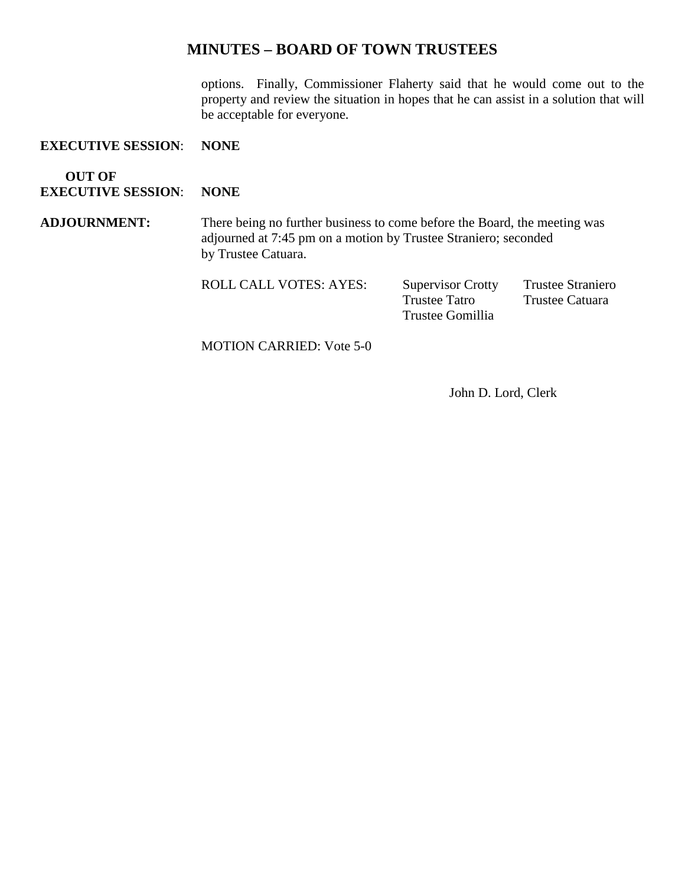options. Finally, Commissioner Flaherty said that he would come out to the property and review the situation in hopes that he can assist in a solution that will be acceptable for everyone.

**EXECUTIVE SESSION**: **NONE**

**OUT OF EXECUTIVE SESSION**: **NONE**

**ADJOURNMENT:** There being no further business to come before the Board, the meeting was adjourned at 7:45 pm on a motion by Trustee Straniero; seconded by Trustee Catuara.

ROLL CALL VOTES: AYES: Supervisor Crotty, Trustee Straniero, Trustee Tatro, Trustee Catuara, Trustee Gomillia

MOTION CARRIED: Vote 5-0

John D. Lord, Clerk